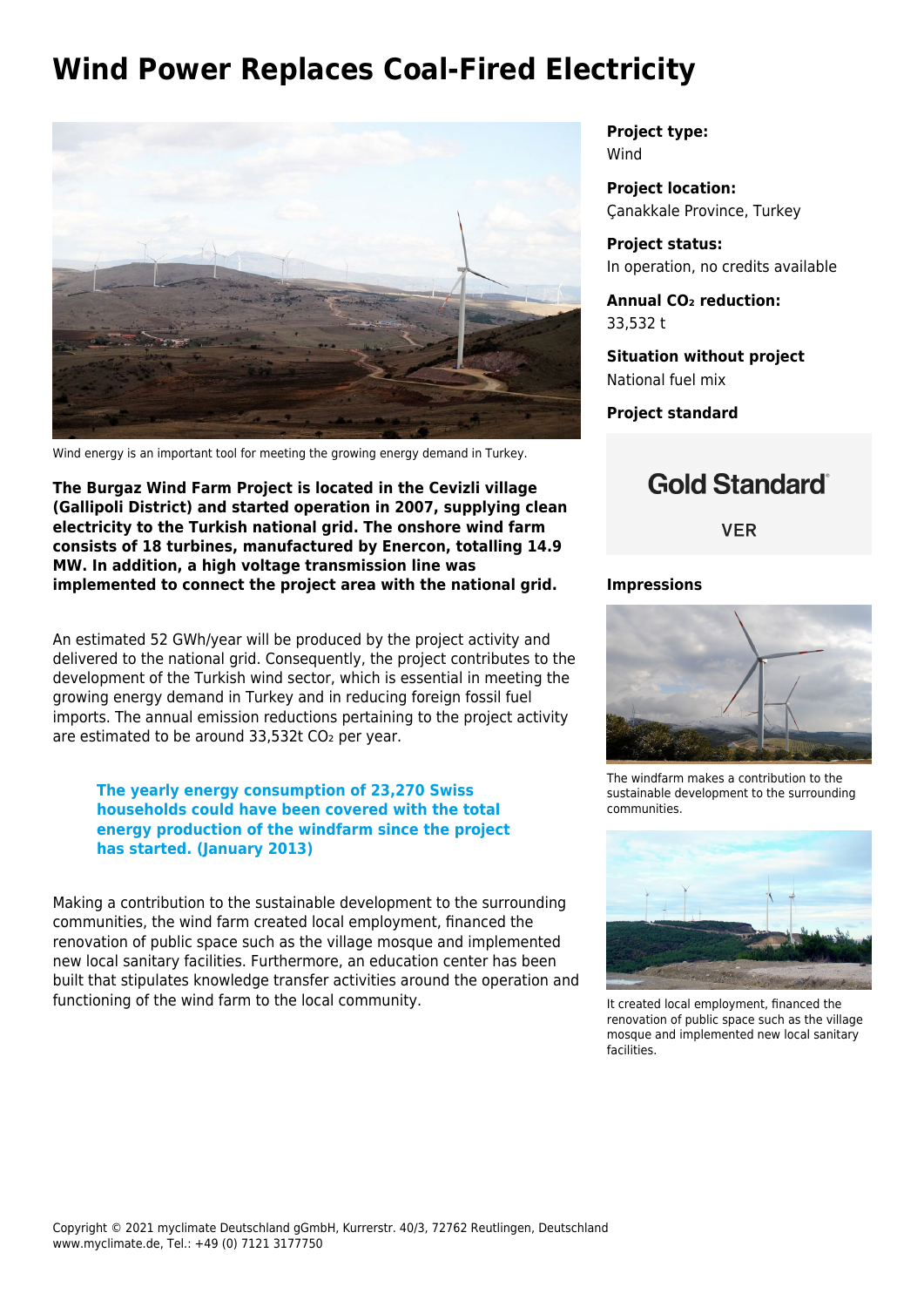# Wind Power Replaces Coal-Fired Electricity

Wind energy is an important tool for meeting the growing energy demand in Turkey.

**The Burgaz Wind Farm Project is located in the Cevizli village (Gallipoli District) and started operation in 2007, supplying clean electricity to the Turkish national grid. The onshore wind farm consists of 18 turbines, manufactured by Enercon, totalling 14.9 MW. In addition, a high voltage transmission line was implemented to connect the project area with the national grid.**

An estimated 52 GWh/year will be produced by the project activity and delivered to the national grid. Consequently, the project contributes to the development of the Turkish wind sector, which is essential in meeting the growing energy demand in Turkey and in reducing foreign fossil fuel imports. The annual emission reductions pertaining to the project activity are estimated to be around 33,532t $CO_2$ per year.

> **The yearly energy consumption of 23,270 Swiss households could have been covered with the total energy production of the windfarm since the project has started. (January 2013)**

Making a contribution to the sustainable development to the surrounding communities, the wind farm created local employment, financed the renovation of public space such as the village mosque and implemented new local sanitary facilities. Furthermore, an education center has been built that stipulates knowledge transfer activities around the operation and functioning of the wind farm to the local community.

**Project type:**
Wind

**Project location:**
Çanakkale Province, Turkey

**Project status:**
In operation, no credits available

**Annual $CO_2$ reduction:**
33,532 t

**Situation without project**
National fuel mix

**Project standard**

Gold Standard®
VER

**Impressions**

The windfarm makes a contribution to the sustainable development to the surrounding communities.

It created local employment, financed the renovation of public space such as the village mosque and implemented new local sanitary facilities.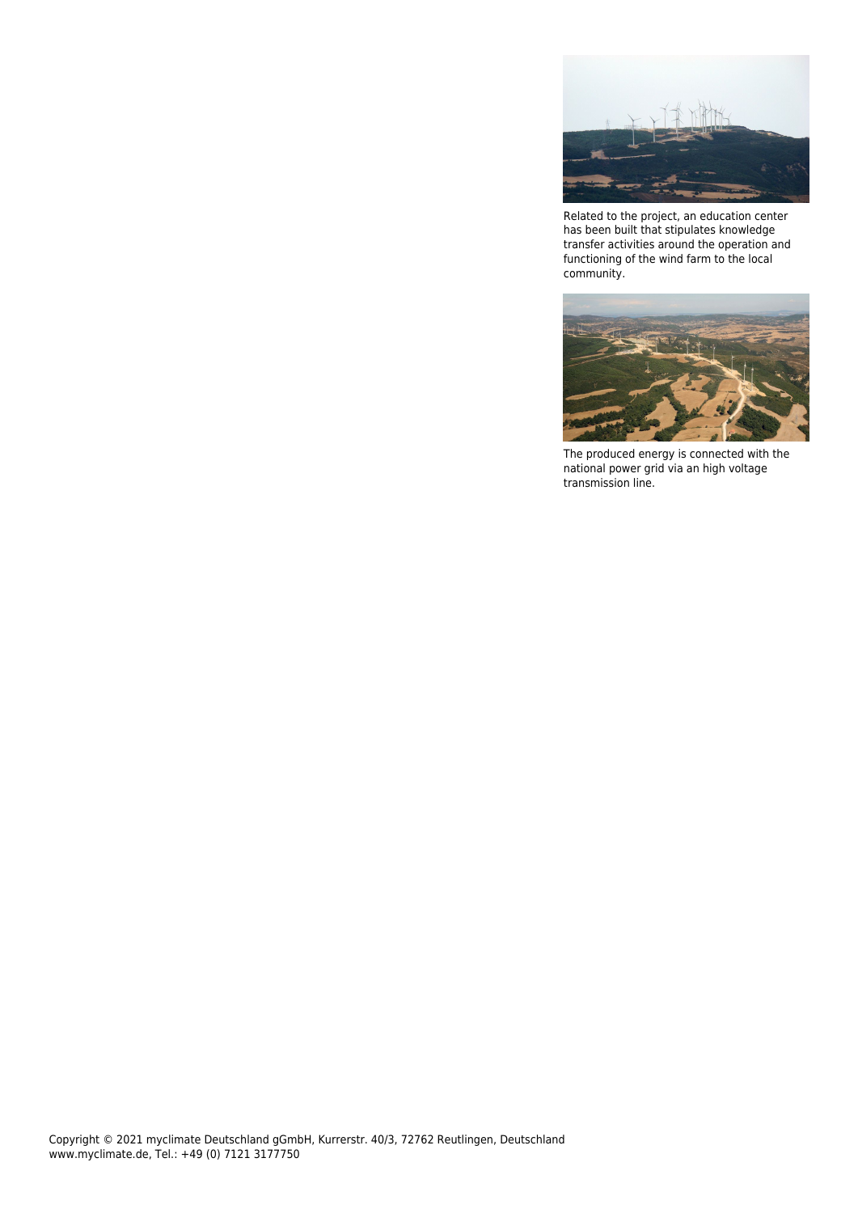Related to the project, an education center has been built that stipulates knowledge transfer activities around the operation and functioning of the wind farm to the local community.

The produced energy is connected with the national power grid via an high voltage transmission line.